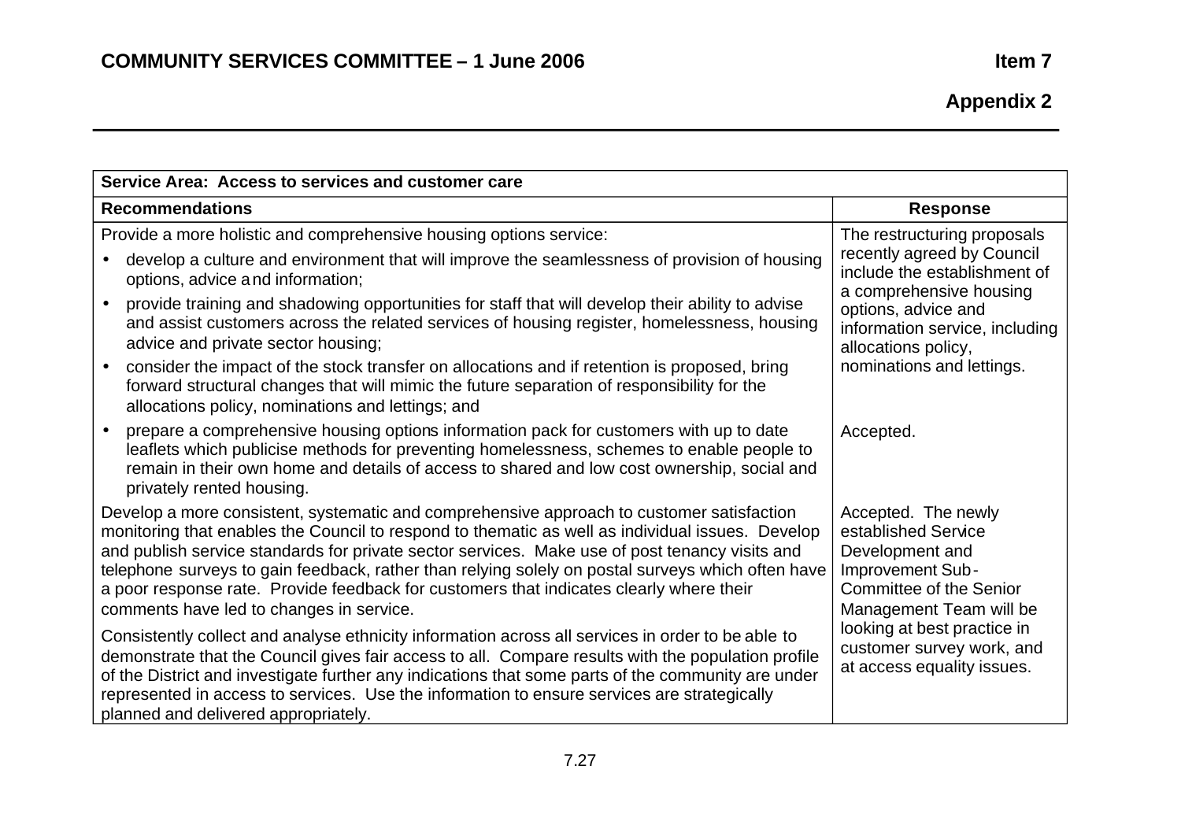**COMMUNITY SERVICES COMMITTEE – 1 June 2006**

**Item 7**

**Appendix 2**

| **Service Area: Access to services and customer care** | |
|---|---|
| **Recommendations** | **Response** |
| Provide a more holistic and comprehensive housing options service:<br>• develop a culture and environment that will improve the seamlessness of provision of housing options, advice and information;<br>• provide training and shadowing opportunities for staff that will develop their ability to advise and assist customers across the related services of housing register, homelessness, housing advice and private sector housing;<br>• consider the impact of the stock transfer on allocations and if retention is proposed, bring forward structural changes that will mimic the future separation of responsibility for the allocations policy, nominations and lettings; and | The restructuring proposals recently agreed by Council include the establishment of a comprehensive housing options, advice and information service, including allocations policy, nominations and lettings. |
| • prepare a comprehensive housing options information pack for customers with up to date leaflets which publicise methods for preventing homelessness, schemes to enable people to remain in their own home and details of access to shared and low cost ownership, social and privately rented housing. | Accepted. |
| Develop a more consistent, systematic and comprehensive approach to customer satisfaction monitoring that enables the Council to respond to thematic as well as individual issues. Develop and publish service standards for private sector services. Make use of post tenancy visits and telephone surveys to gain feedback, rather than relying solely on postal surveys which often have a poor response rate. Provide feedback for customers that indicates clearly where their comments have led to changes in service.<br><br>Consistently collect and analyse ethnicity information across all services in order to be able to demonstrate that the Council gives fair access to all. Compare results with the population profile of the District and investigate further any indications that some parts of the community are under represented in access to services. Use the information to ensure services are strategically planned and delivered appropriately. | Accepted. The newly established Service Development and Improvement Sub-Committee of the Senior Management Team will be looking at best practice in customer survey work, and at access equality issues. |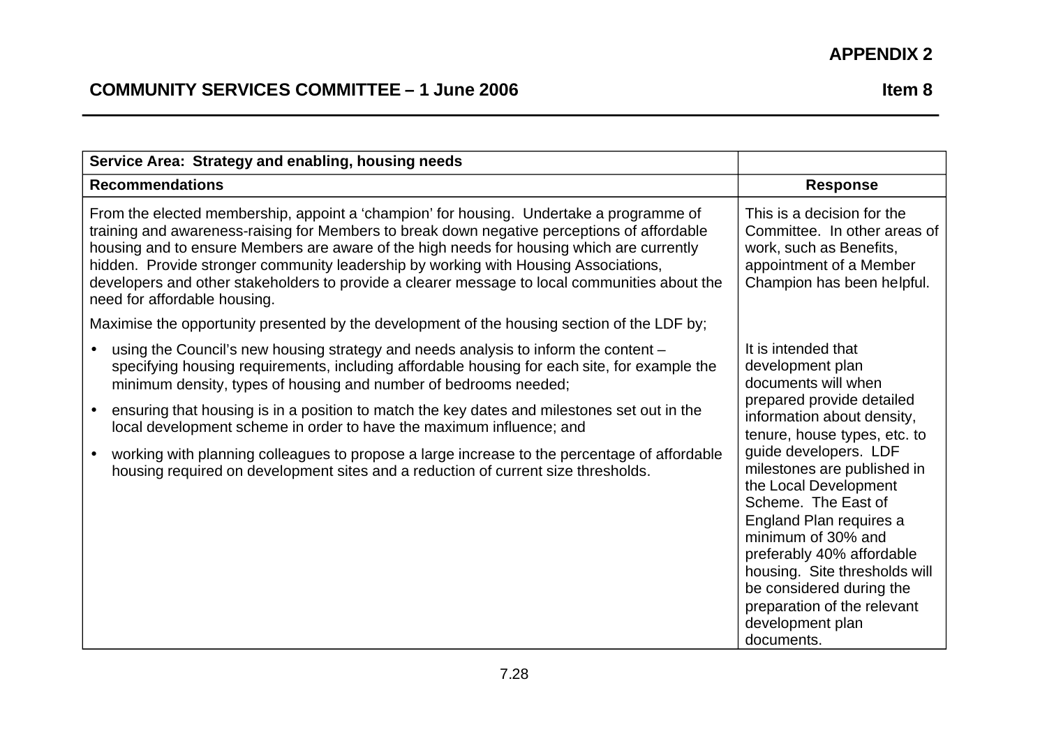**APPENDIX 2**

**COMMUNITY SERVICES COMMITTEE – 1 June 2006** **Item 8**

| **Service Area: Strategy and enabling, housing needs** | |
|---|---|
| **Recommendations** | **Response** |
| From the elected membership, appoint a 'champion' for housing. Undertake a programme of training and awareness-raising for Members to break down negative perceptions of affordable housing and to ensure Members are aware of the high needs for housing which are currently hidden. Provide stronger community leadership by working with Housing Associations, developers and other stakeholders to provide a clearer message to local communities about the need for affordable housing. | This is a decision for the Committee. In other areas of work, such as Benefits, appointment of a Member Champion has been helpful. |
| Maximise the opportunity presented by the development of the housing section of the LDF by;<br>• using the Council's new housing strategy and needs analysis to inform the content – specifying housing requirements, including affordable housing for each site, for example the minimum density, types of housing and number of bedrooms needed;<br>• ensuring that housing is in a position to match the key dates and milestones set out in the local development scheme in order to have the maximum influence; and<br>• working with planning colleagues to propose a large increase to the percentage of affordable housing required on development sites and a reduction of current size thresholds. | It is intended that development plan documents will when prepared provide detailed information about density, tenure, house types, etc. to guide developers. LDF milestones are published in the Local Development Scheme. The East of England Plan requires a minimum of 30% and preferably 40% affordable housing. Site thresholds will be considered during the preparation of the relevant development plan documents. |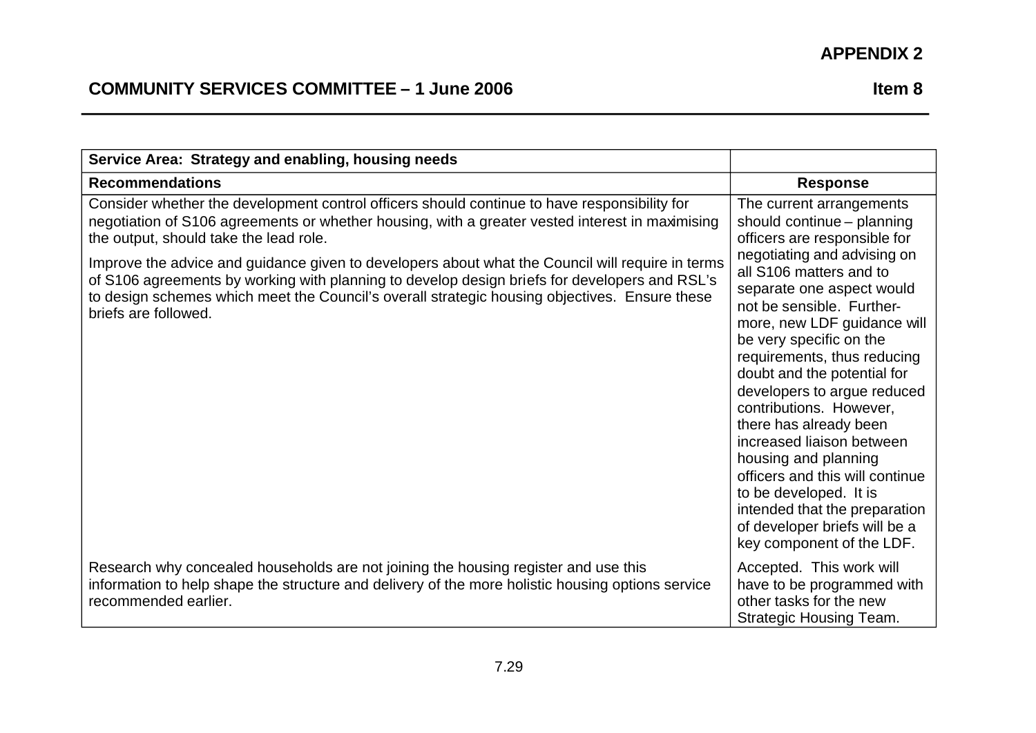**APPENDIX 2**

**COMMUNITY SERVICES COMMITTEE – 1 June 2006** **Item 8**

| **Service Area: Strategy and enabling, housing needs** | |
|---|---|
| **Recommendations** | **Response** |
| Consider whether the development control officers should continue to have responsibility for negotiation of S106 agreements or whether housing, with a greater vested interest in maximising the output, should take the lead role.<br><br>Improve the advice and guidance given to developers about what the Council will require in terms of S106 agreements by working with planning to develop design briefs for developers and RSL's to design schemes which meet the Council's overall strategic housing objectives. Ensure these briefs are followed. | The current arrangements should continue – planning officers are responsible for negotiating and advising on all S106 matters and to separate one aspect would not be sensible. Furthermore, new LDF guidance will be very specific on the requirements, thus reducing doubt and the potential for developers to argue reduced contributions. However, there has already been increased liaison between housing and planning officers and this will continue to be developed. It is intended that the preparation of developer briefs will be a key component of the LDF. |
| Research why concealed households are not joining the housing register and use this information to help shape the structure and delivery of the more holistic housing options service recommended earlier. | Accepted. This work will have to be programmed with other tasks for the new Strategic Housing Team. |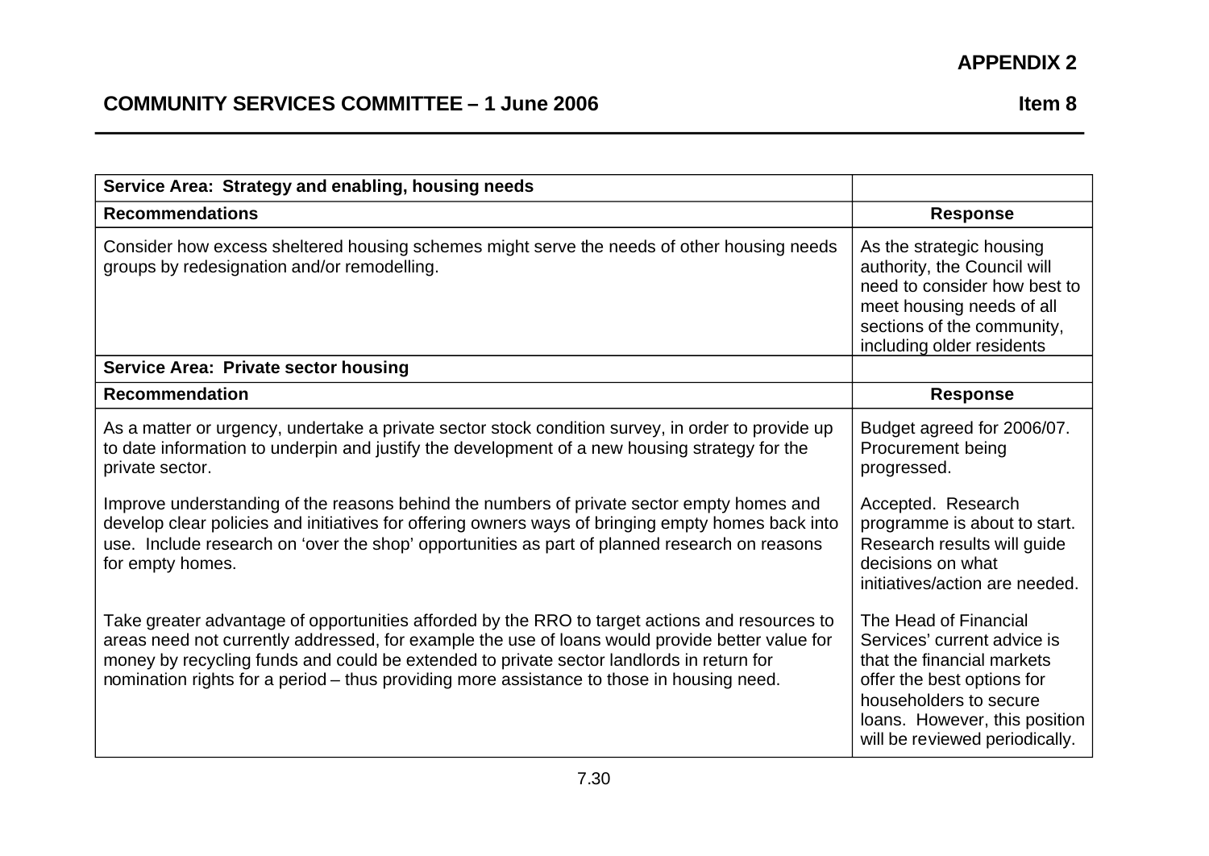**APPENDIX 2**

**COMMUNITY SERVICES COMMITTEE – 1 June 2006** **Item 8**

| **Service Area: Strategy and enabling, housing needs** | |
|---|---|
| **Recommendations** | **Response** |
| Consider how excess sheltered housing schemes might serve the needs of other housing needs groups by redesignation and/or remodelling. | As the strategic housing authority, the Council will need to consider how best to meet housing needs of all sections of the community, including older residents |
| **Service Area: Private sector housing** | |
| **Recommendation** | **Response** |
| As a matter or urgency, undertake a private sector stock condition survey, in order to provide up to date information to underpin and justify the development of a new housing strategy for the private sector. | Budget agreed for 2006/07. Procurement being progressed. |
| Improve understanding of the reasons behind the numbers of private sector empty homes and develop clear policies and initiatives for offering owners ways of bringing empty homes back into use. Include research on 'over the shop' opportunities as part of planned research on reasons for empty homes. | Accepted. Research programme is about to start. Research results will guide decisions on what initiatives/action are needed. |
| Take greater advantage of opportunities afforded by the RRO to target actions and resources to areas need not currently addressed, for example the use of loans would provide better value for money by recycling funds and could be extended to private sector landlords in return for nomination rights for a period – thus providing more assistance to those in housing need. | The Head of Financial Services' current advice is that the financial markets offer the best options for householders to secure loans. However, this position will be reviewed periodically. |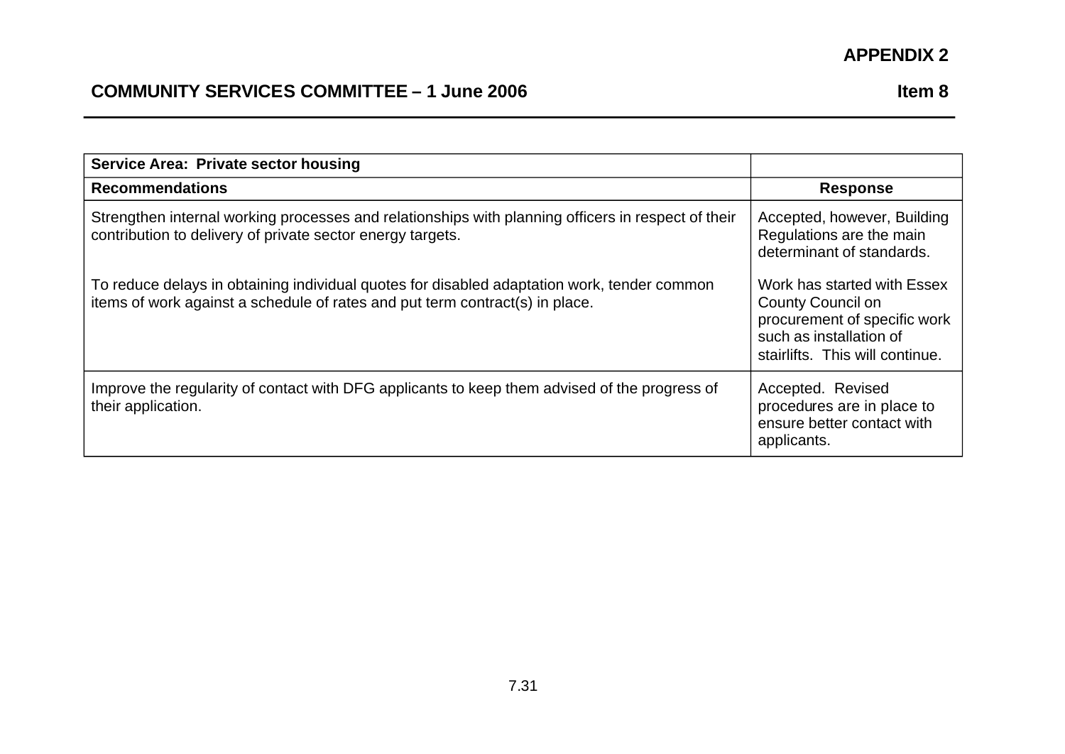**APPENDIX 2**

**COMMUNITY SERVICES COMMITTEE – 1 June 2006** **Item 8**

| **Service Area: Private sector housing** | |
|---|---|
| **Recommendations** | **Response** |
| Strengthen internal working processes and relationships with planning officers in respect of their contribution to delivery of private sector energy targets.<br><br>To reduce delays in obtaining individual quotes for disabled adaptation work, tender common items of work against a schedule of rates and put term contract(s) in place. | Accepted, however, Building Regulations are the main determinant of standards.<br><br>Work has started with Essex County Council on procurement of specific work such as installation of stairlifts. This will continue. |
| Improve the regularity of contact with DFG applicants to keep them advised of the progress of their application. | Accepted. Revised procedures are in place to ensure better contact with applicants. |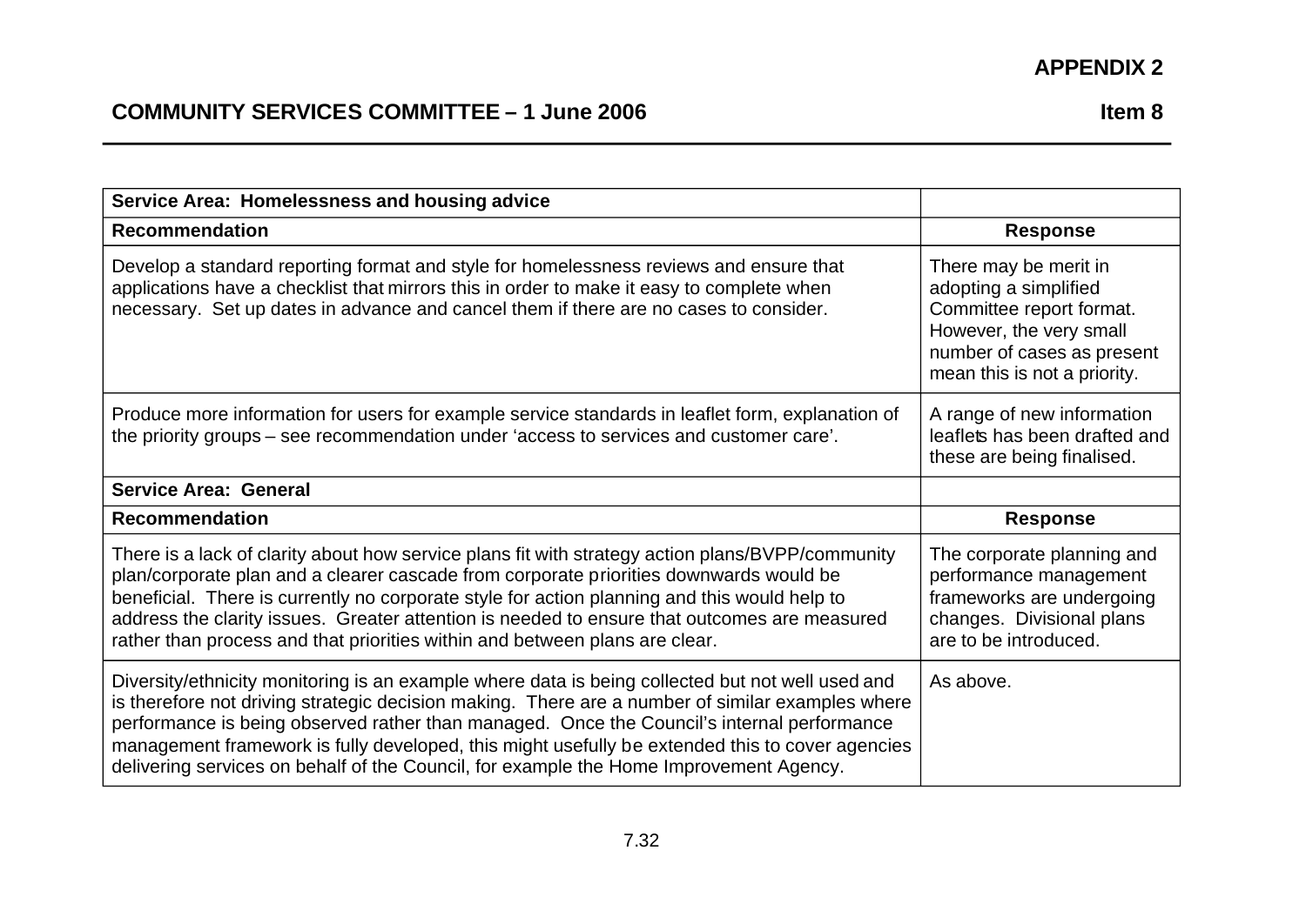**APPENDIX 2**

**COMMUNITY SERVICES COMMITTEE – 1 June 2006** **Item 8**

| **Service Area: Homelessness and housing advice** | |
|---|---|
| **Recommendation** | **Response** |
| Develop a standard reporting format and style for homelessness reviews and ensure that applications have a checklist that mirrors this in order to make it easy to complete when necessary. Set up dates in advance and cancel them if there are no cases to consider. | There may be merit in adopting a simplified Committee report format. However, the very small number of cases as present mean this is not a priority. |
| Produce more information for users for example service standards in leaflet form, explanation of the priority groups – see recommendation under 'access to services and customer care'. | A range of new information leaflets has been drafted and these are being finalised. |
| **Service Area: General** | |
| **Recommendation** | **Response** |
| There is a lack of clarity about how service plans fit with strategy action plans/BVPP/community plan/corporate plan and a clearer cascade from corporate priorities downwards would be beneficial. There is currently no corporate style for action planning and this would help to address the clarity issues. Greater attention is needed to ensure that outcomes are measured rather than process and that priorities within and between plans are clear. | The corporate planning and performance management frameworks are undergoing changes. Divisional plans are to be introduced. |
| Diversity/ethnicity monitoring is an example where data is being collected but not well used and is therefore not driving strategic decision making. There are a number of similar examples where performance is being observed rather than managed. Once the Council's internal performance management framework is fully developed, this might usefully be extended this to cover agencies delivering services on behalf of the Council, for example the Home Improvement Agency. | As above. |